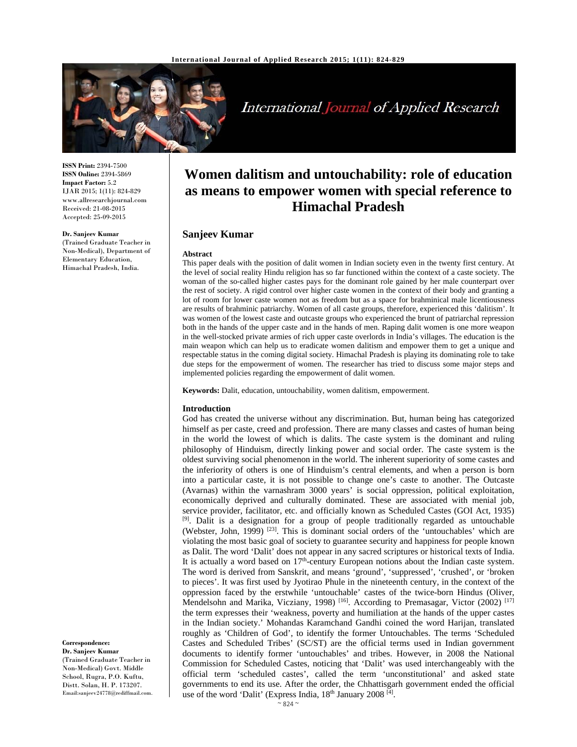ISSN Print: 2394-7500
ISSN Online: 2394-5869
Impact Factor: 5.2
IJAR 2015; 1(11): 824-829
www.allresearchjournal.com
Received: 21-08-2015
Accepted: 25-09-2015

**Dr. Sanjeev Kumar**
(Trained Graduate Teacher in Non-Medical), Department of Elementary Education, Himachal Pradesh, India.

# Women dalitism and untouchability: role of education as means to empower women with special reference to Himachal Pradesh

## Sanjeev Kumar

### Abstract

This paper deals with the position of dalit women in Indian society even in the twenty first century. At the level of social reality Hindu religion has so far functioned within the context of a caste society. The woman of the so-called higher castes pays for the dominant role gained by her male counterpart over the rest of society. A rigid control over higher caste women in the context of their body and granting a lot of room for lower caste women not as freedom but as a space for brahminical male licentiousness are results of brahminic patriarchy. Women of all caste groups, therefore, experienced this 'dalitism'. It was women of the lowest caste and outcaste groups who experienced the brunt of patriarchal repression both in the hands of the upper caste and in the hands of men. Raping dalit women is one more weapon in the well-stocked private armies of rich upper caste overlords in India's villages. The education is the main weapon which can help us to eradicate women dalitism and empower them to get a unique and respectable status in the coming digital society. Himachal Pradesh is playing its dominating role to take due steps for the empowerment of women. The researcher has tried to discuss some major steps and implemented policies regarding the empowerment of dalit women.

**Keywords:** Dalit, education, untouchability, women dalitism, empowerment.

### Introduction

God has created the universe without any discrimination. But, human being has categorized himself as per caste, creed and profession. There are many classes and castes of human being in the world the lowest of which is dalits. The caste system is the dominant and ruling philosophy of Hinduism, directly linking power and social order. The caste system is the oldest surviving social phenomenon in the world. The inherent superiority of some castes and the inferiority of others is one of Hinduism's central elements, and when a person is born into a particular caste, it is not possible to change one's caste to another. The Outcaste (Avarnas) within the varnashram 3000 years' is social oppression, political exploitation, economically deprived and culturally dominated. These are associated with menial job, service provider, facilitator, etc. and officially known as Scheduled Castes (GOI Act, 1935) [9]. Dalit is a designation for a group of people traditionally regarded as untouchable (Webster, John, 1999) [23]. This is dominant social orders of the 'untouchables' which are violating the most basic goal of society to guarantee security and happiness for people known as Dalit. The word 'Dalit' does not appear in any sacred scriptures or historical texts of India. It is actually a word based on 17th-century European notions about the Indian caste system. The word is derived from Sanskrit, and means 'ground', 'suppressed', 'crushed', or 'broken to pieces'. It was first used by Jyotirao Phule in the nineteenth century, in the context of the oppression faced by the erstwhile 'untouchable' castes of the twice-born Hindus (Oliver, Mendelsohn and Marika, Vicziany, 1998) [16]. According to Premasagar, Victor (2002) [17] the term expresses their 'weakness, poverty and humiliation at the hands of the upper castes in the Indian society.' Mohandas Karamchand Gandhi coined the word Harijan, translated roughly as 'Children of God', to identify the former Untouchables. The terms 'Scheduled Castes and Scheduled Tribes' (SC/ST) are the official terms used in Indian government documents to identify former 'untouchables' and tribes. However, in 2008 the National Commission for Scheduled Castes, noticing that 'Dalit' was used interchangeably with the official term 'scheduled castes', called the term 'unconstitutional' and asked state governments to end its use. After the order, the Chhattisgarh government ended the official use of the word 'Dalit' (Express India, 18th January 2008 [4].

**Correspondence:**
**Dr. Sanjeev Kumar**
(Trained Graduate Teacher in Non-Medical) Govt. Middle School, Rugra, P.O. Kuftu, Distt. Solan, H. P. 173207.
Email:sanjeev24778@rediffmail.com.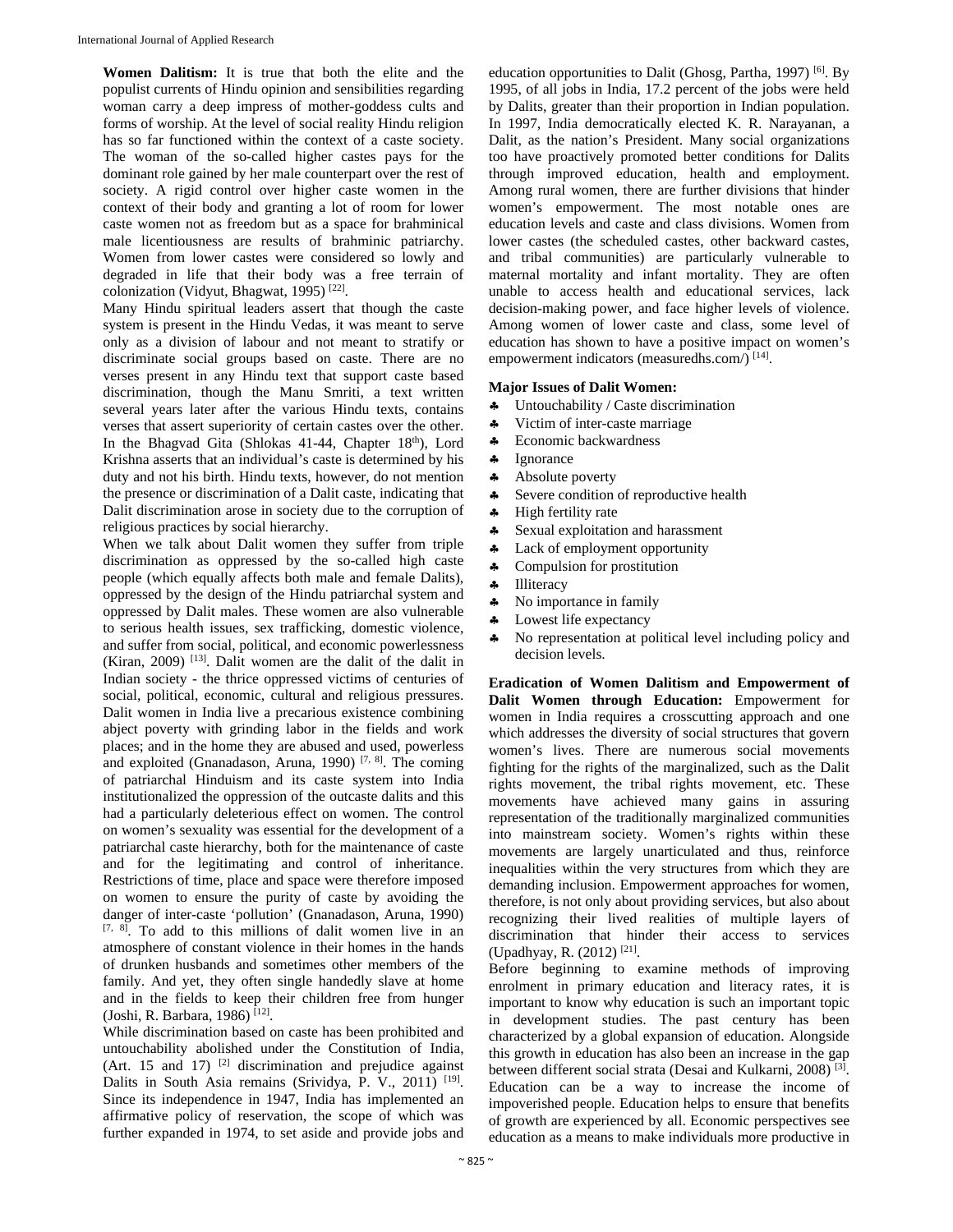**Women Dalitism:** It is true that both the elite and the populist currents of Hindu opinion and sensibilities regarding woman carry a deep impress of mother-goddess cults and forms of worship. At the level of social reality Hindu religion has so far functioned within the context of a caste society. The woman of the so-called higher castes pays for the dominant role gained by her male counterpart over the rest of society. A rigid control over higher caste women in the context of their body and granting a lot of room for lower caste women not as freedom but as a space for brahminical male licentiousness are results of brahminic patriarchy. Women from lower castes were considered so lowly and degraded in life that their body was a free terrain of colonization (Vidyut, Bhagwat, 1995) [22].

Many Hindu spiritual leaders assert that though the caste system is present in the Hindu Vedas, it was meant to serve only as a division of labour and not meant to stratify or discriminate social groups based on caste. There are no verses present in any Hindu text that support caste based discrimination, though the Manu Smriti, a text written several years later after the various Hindu texts, contains verses that assert superiority of certain castes over the other. In the Bhagvad Gita (Shlokas 41-44, Chapter 18th), Lord Krishna asserts that an individual's caste is determined by his duty and not his birth. Hindu texts, however, do not mention the presence or discrimination of a Dalit caste, indicating that Dalit discrimination arose in society due to the corruption of religious practices by social hierarchy.

When we talk about Dalit women they suffer from triple discrimination as oppressed by the so-called high caste people (which equally affects both male and female Dalits), oppressed by the design of the Hindu patriarchal system and oppressed by Dalit males. These women are also vulnerable to serious health issues, sex trafficking, domestic violence, and suffer from social, political, and economic powerlessness (Kiran, 2009) [13]. Dalit women are the dalit of the dalit in Indian society - the thrice oppressed victims of centuries of social, political, economic, cultural and religious pressures. Dalit women in India live a precarious existence combining abject poverty with grinding labor in the fields and work places; and in the home they are abused and used, powerless and exploited (Gnanadason, Aruna, 1990) [7, 8]. The coming of patriarchal Hinduism and its caste system into India institutionalized the oppression of the outcaste dalits and this had a particularly deleterious effect on women. The control on women's sexuality was essential for the development of a patriarchal caste hierarchy, both for the maintenance of caste and for the legitimating and control of inheritance. Restrictions of time, place and space were therefore imposed on women to ensure the purity of caste by avoiding the danger of inter-caste 'pollution' (Gnanadason, Aruna, 1990) [7, 8]. To add to this millions of dalit women live in an atmosphere of constant violence in their homes in the hands of drunken husbands and sometimes other members of the family. And yet, they often single handedly slave at home and in the fields to keep their children free from hunger (Joshi, R. Barbara, 1986) [12].

While discrimination based on caste has been prohibited and untouchability abolished under the Constitution of India, (Art. 15 and 17) [2] discrimination and prejudice against Dalits in South Asia remains (Srividya, P. V., 2011) [19]. Since its independence in 1947, India has implemented an affirmative policy of reservation, the scope of which was further expanded in 1974, to set aside and provide jobs and education opportunities to Dalit (Ghosg, Partha, 1997) [6]. By 1995, of all jobs in India, 17.2 percent of the jobs were held by Dalits, greater than their proportion in Indian population. In 1997, India democratically elected K. R. Narayanan, a Dalit, as the nation's President. Many social organizations too have proactively promoted better conditions for Dalits through improved education, health and employment. Among rural women, there are further divisions that hinder women's empowerment. The most notable ones are education levels and caste and class divisions. Women from lower castes (the scheduled castes, other backward castes, and tribal communities) are particularly vulnerable to maternal mortality and infant mortality. They are often unable to access health and educational services, lack decision-making power, and face higher levels of violence. Among women of lower caste and class, some level of education has shown to have a positive impact on women's empowerment indicators (measuredhs.com/) [14].

**Major Issues of Dalit Women:**

- Untouchability / Caste discrimination
- Victim of inter-caste marriage
- Economic backwardness
- Ignorance
- Absolute poverty
- Severe condition of reproductive health
- High fertility rate
- Sexual exploitation and harassment
- Lack of employment opportunity
- Compulsion for prostitution
- Illiteracy
- No importance in family
- Lowest life expectancy
- No representation at political level including policy and decision levels.

**Eradication of Women Dalitism and Empowerment of Dalit Women through Education:** Empowerment for women in India requires a crosscutting approach and one which addresses the diversity of social structures that govern women's lives. There are numerous social movements fighting for the rights of the marginalized, such as the Dalit rights movement, the tribal rights movement, etc. These movements have achieved many gains in assuring representation of the traditionally marginalized communities into mainstream society. Women's rights within these movements are largely unarticulated and thus, reinforce inequalities within the very structures from which they are demanding inclusion. Empowerment approaches for women, therefore, is not only about providing services, but also about recognizing their lived realities of multiple layers of discrimination that hinder their access to services (Upadhyay, R. (2012) [21].

Before beginning to examine methods of improving enrolment in primary education and literacy rates, it is important to know why education is such an important topic in development studies. The past century has been characterized by a global expansion of education. Alongside this growth in education has also been an increase in the gap between different social strata (Desai and Kulkarni, 2008) [3]. Education can be a way to increase the income of impoverished people. Education helps to ensure that benefits of growth are experienced by all. Economic perspectives see education as a means to make individuals more productive in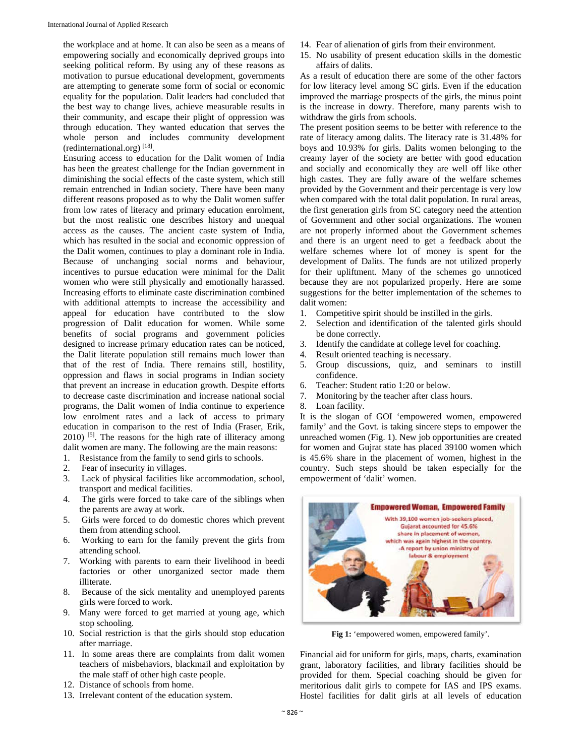the workplace and at home. It can also be seen as a means of empowering socially and economically deprived groups into seeking political reform. By using any of these reasons as motivation to pursue educational development, governments are attempting to generate some form of social or economic equality for the population. Dalit leaders had concluded that the best way to change lives, achieve measurable results in their community, and escape their plight of oppression was through education. They wanted education that serves the whole person and includes community development (redinternational.org) [18].

Ensuring access to education for the Dalit women of India has been the greatest challenge for the Indian government in diminishing the social effects of the caste system, which still remain entrenched in Indian society. There have been many different reasons proposed as to why the Dalit women suffer from low rates of literacy and primary education enrolment, but the most realistic one describes history and unequal access as the causes. The ancient caste system of India, which has resulted in the social and economic oppression of the Dalit women, continues to play a dominant role in India. Because of unchanging social norms and behaviour, incentives to pursue education were minimal for the Dalit women who were still physically and emotionally harassed. Increasing efforts to eliminate caste discrimination combined with additional attempts to increase the accessibility and appeal for education have contributed to the slow progression of Dalit education for women. While some benefits of social programs and government policies designed to increase primary education rates can be noticed, the Dalit literate population still remains much lower than that of the rest of India. There remains still, hostility, oppression and flaws in social programs in Indian society that prevent an increase in education growth. Despite efforts to decrease caste discrimination and increase national social programs, the Dalit women of India continue to experience low enrolment rates and a lack of access to primary education in comparison to the rest of India (Fraser, Erik, 2010) [5]. The reasons for the high rate of illiteracy among dalit women are many. The following are the main reasons:

1. Resistance from the family to send girls to schools.
2. Fear of insecurity in villages.
3. Lack of physical facilities like accommodation, school, transport and medical facilities.
4. The girls were forced to take care of the siblings when the parents are away at work.
5. Girls were forced to do domestic chores which prevent them from attending school.
6. Working to earn for the family prevent the girls from attending school.
7. Working with parents to earn their livelihood in beedi factories or other unorganized sector made them illiterate.
8. Because of the sick mentality and unemployed parents girls were forced to work.
9. Many were forced to get married at young age, which stop schooling.
10. Social restriction is that the girls should stop education after marriage.
11. In some areas there are complaints from dalit women teachers of misbehaviors, blackmail and exploitation by the male staff of other high caste people.
12. Distance of schools from home.
13. Irrelevant content of the education system.
14. Fear of alienation of girls from their environment.
15. No usability of present education skills in the domestic affairs of dalits.

As a result of education there are some of the other factors for low literacy level among SC girls. Even if the education improved the marriage prospects of the girls, the minus point is the increase in dowry. Therefore, many parents wish to withdraw the girls from schools.

The present position seems to be better with reference to the rate of literacy among dalits. The literacy rate is 31.48% for boys and 10.93% for girls. Dalits women belonging to the creamy layer of the society are better with good education and socially and economically they are well off like other high castes. They are fully aware of the welfare schemes provided by the Government and their percentage is very low when compared with the total dalit population. In rural areas, the first generation girls from SC category need the attention of Government and other social organizations. The women are not properly informed about the Government schemes and there is an urgent need to get a feedback about the welfare schemes where lot of money is spent for the development of Dalits. The funds are not utilized properly for their upliftment. Many of the schemes go unnoticed because they are not popularized properly. Here are some suggestions for the better implementation of the schemes to dalit women:

1. Competitive spirit should be instilled in the girls.
2. Selection and identification of the talented girls should be done correctly.
3. Identify the candidate at college level for coaching.
4. Result oriented teaching is necessary.
5. Group discussions, quiz, and seminars to instill confidence.
6. Teacher: Student ratio 1:20 or below.
7. Monitoring by the teacher after class hours.
8. Loan facility.

It is the slogan of GOI 'empowered women, empowered family' and the Govt. is taking sincere steps to empower the unreached women (Fig. 1). New job opportunities are created for women and Gujrat state has placed 39100 women which is 45.6% share in the placement of women, highest in the country. Such steps should be taken especially for the empowerment of 'dalit' women.

**Fig 1:** 'empowered women, empowered family'.

Financial aid for uniform for girls, maps, charts, examination grant, laboratory facilities, and library facilities should be provided for them. Special coaching should be given for meritorious dalit girls to compete for IAS and IPS exams. Hostel facilities for dalit girls at all levels of education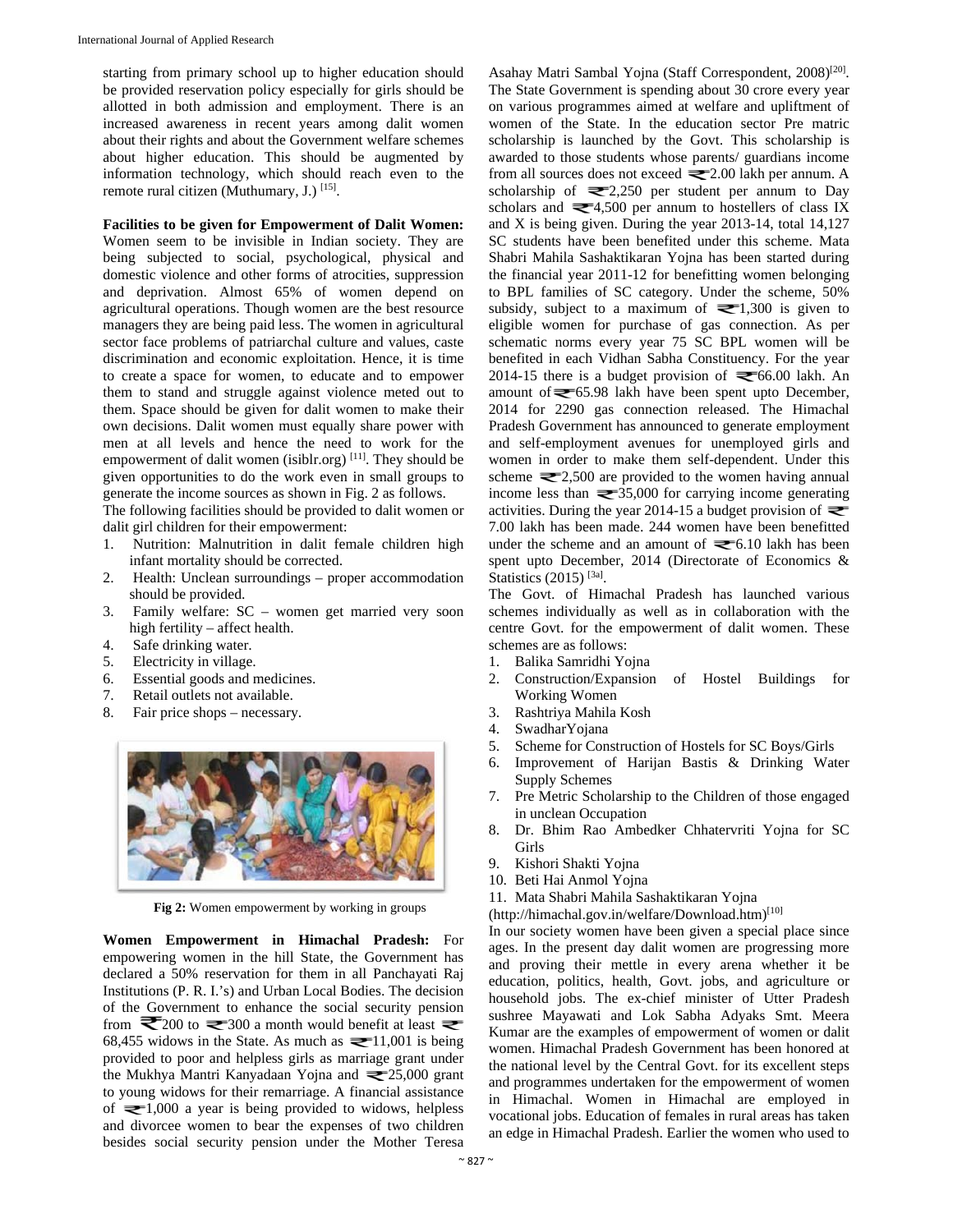starting from primary school up to higher education should be provided reservation policy especially for girls should be allotted in both admission and employment. There is an increased awareness in recent years among dalit women about their rights and about the Government welfare schemes about higher education. This should be augmented by information technology, which should reach even to the remote rural citizen (Muthumary, J.) [15].

**Facilities to be given for Empowerment of Dalit Women:** Women seem to be invisible in Indian society. They are being subjected to social, psychological, physical and domestic violence and other forms of atrocities, suppression and deprivation. Almost 65% of women depend on agricultural operations. Though women are the best resource managers they are being paid less. The women in agricultural sector face problems of patriarchal culture and values, caste discrimination and economic exploitation. Hence, it is time to create a space for women, to educate and to empower them to stand and struggle against violence meted out to them. Space should be given for dalit women to make their own decisions. Dalit women must equally share power with men at all levels and hence the need to work for the empowerment of dalit women (isiblr.org) [11]. They should be given opportunities to do the work even in small groups to generate the income sources as shown in Fig. 2 as follows.

The following facilities should be provided to dalit women or dalit girl children for their empowerment:

1. Nutrition: Malnutrition in dalit female children high infant mortality should be corrected.
2. Health: Unclean surroundings – proper accommodation should be provided.
3. Family welfare: SC – women get married very soon high fertility – affect health.
4. Safe drinking water.
5. Electricity in village.
6. Essential goods and medicines.
7. Retail outlets not available.
8. Fair price shops – necessary.

**Fig 2:** Women empowerment by working in groups

**Women Empowerment in Himachal Pradesh:** For empowering women in the hill State, the Government has declared a 50% reservation for them in all Panchayati Raj Institutions (P. R. I.'s) and Urban Local Bodies. The decision of the Government to enhance the social security pension from ₹200 to ₹300 a month would benefit at least ₹68,455 widows in the State. As much as ₹11,001 is being provided to poor and helpless girls as marriage grant under the Mukhya Mantri Kanyadaan Yojna and ₹25,000 grant to young widows for their remarriage. A financial assistance of ₹1,000 a year is being provided to widows, helpless and divorcee women to bear the expenses of two children besides social security pension under the Mother Teresa Asahay Matri Sambal Yojna (Staff Correspondent, 2008)[20]. The State Government is spending about 30 crore every year on various programmes aimed at welfare and upliftment of women of the State. In the education sector Pre matric scholarship is launched by the Govt. This scholarship is awarded to those students whose parents/ guardians income from all sources does not exceed ₹2.00 lakh per annum. A scholarship of ₹2,250 per student per annum to Day scholars and ₹4,500 per annum to hostellers of class IX and X is being given. During the year 2013-14, total 14,127 SC students have been benefited under this scheme. Mata Shabri Mahila Sashaktikaran Yojna has been started during the financial year 2011-12 for benefitting women belonging to BPL families of SC category. Under the scheme, 50% subsidy, subject to a maximum of ₹1,300 is given to eligible women for purchase of gas connection. As per schematic norms every year 75 SC BPL women will be benefited in each Vidhan Sabha Constituency. For the year 2014-15 there is a budget provision of ₹66.00 lakh. An amount of ₹65.98 lakh have been spent upto December, 2014 for 2290 gas connection released. The Himachal Pradesh Government has announced to generate employment and self-employment avenues for unemployed girls and women in order to make them self-dependent. Under this scheme ₹2,500 are provided to the women having annual income less than ₹35,000 for carrying income generating activities. During the year 2014-15 a budget provision of ₹7.00 lakh has been made. 244 women have been benefitted under the scheme and an amount of ₹6.10 lakh has been spent upto December, 2014 (Directorate of Economics & Statistics (2015) [3a].

The Govt. of Himachal Pradesh has launched various schemes individually as well as in collaboration with the centre Govt. for the empowerment of dalit women. These schemes are as follows:

1. Balika Samridhi Yojna
2. Construction/Expansion of Hostel Buildings for Working Women
3. Rashtriya Mahila Kosh
4. SwadharYojana
5. Scheme for Construction of Hostels for SC Boys/Girls
6. Improvement of Harijan Bastis & Drinking Water Supply Schemes
7. Pre Metric Scholarship to the Children of those engaged in unclean Occupation
8. Dr. Bhim Rao Ambedker Chhatervriti Yojna for SC Girls
9. Kishori Shakti Yojna
10. Beti Hai Anmol Yojna
11. Mata Shabri Mahila Sashaktikaran Yojna

(http://himachal.gov.in/welfare/Download.htm)[10]

In our society women have been given a special place since ages. In the present day dalit women are progressing more and proving their mettle in every arena whether it be education, politics, health, Govt. jobs, and agriculture or household jobs. The ex-chief minister of Utter Pradesh sushree Mayawati and Lok Sabha Adyaks Smt. Meera Kumar are the examples of empowerment of women or dalit women. Himachal Pradesh Government has been honored at the national level by the Central Govt. for its excellent steps and programmes undertaken for the empowerment of women in Himachal. Women in Himachal are employed in vocational jobs. Education of females in rural areas has taken an edge in Himachal Pradesh. Earlier the women who used to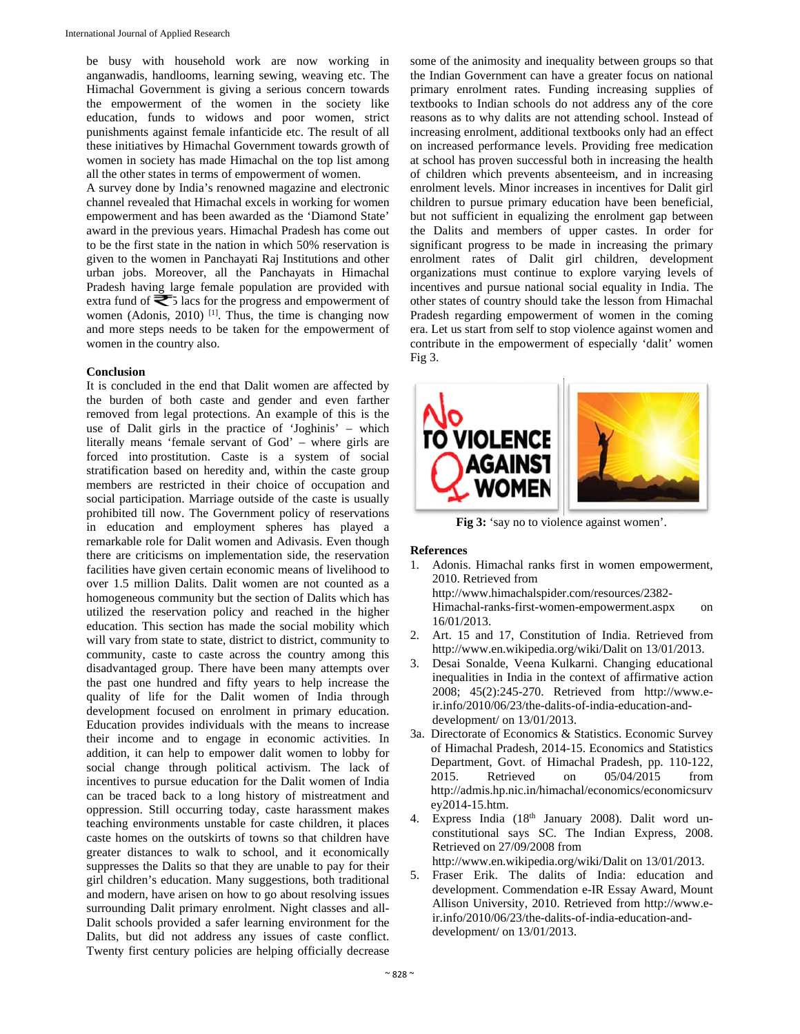be busy with household work are now working in anganwadis, handlooms, learning sewing, weaving etc. The Himachal Government is giving a serious concern towards the empowerment of the women in the society like education, funds to widows and poor women, strict punishments against female infanticide etc. The result of all these initiatives by Himachal Government towards growth of women in society has made Himachal on the top list among all the other states in terms of empowerment of women.

A survey done by India's renowned magazine and electronic channel revealed that Himachal excels in working for women empowerment and has been awarded as the 'Diamond State' award in the previous years. Himachal Pradesh has come out to be the first state in the nation in which 50% reservation is given to the women in Panchayati Raj Institutions and other urban jobs. Moreover, all the Panchayats in Himachal Pradesh having large female population are provided with extra fund of ₹5 lacs for the progress and empowerment of women (Adonis, 2010) [1]. Thus, the time is changing now and more steps needs to be taken for the empowerment of women in the country also.

**Conclusion**

It is concluded in the end that Dalit women are affected by the burden of both caste and gender and even farther removed from legal protections. An example of this is the use of Dalit girls in the practice of 'Joghinis' – which literally means 'female servant of God' – where girls are forced into prostitution. Caste is a system of social stratification based on heredity and, within the caste group members are restricted in their choice of occupation and social participation. Marriage outside of the caste is usually prohibited till now. The Government policy of reservations in education and employment spheres has played a remarkable role for Dalit women and Adivasis. Even though there are criticisms on implementation side, the reservation facilities have given certain economic means of livelihood to over 1.5 million Dalits. Dalit women are not counted as a homogeneous community but the section of Dalits which has utilized the reservation policy and reached in the higher education. This section has made the social mobility which will vary from state to state, district to district, community to community, caste to caste across the country among this disadvantaged group. There have been many attempts over the past one hundred and fifty years to help increase the quality of life for the Dalit women of India through development focused on enrolment in primary education. Education provides individuals with the means to increase their income and to engage in economic activities. In addition, it can help to empower dalit women to lobby for social change through political activism. The lack of incentives to pursue education for the Dalit women of India can be traced back to a long history of mistreatment and oppression. Still occurring today, caste harassment makes teaching environments unstable for caste children, it places caste homes on the outskirts of towns so that children have greater distances to walk to school, and it economically suppresses the Dalits so that they are unable to pay for their girl children's education. Many suggestions, both traditional and modern, have arisen on how to go about resolving issues surrounding Dalit primary enrolment. Night classes and all-Dalit schools provided a safer learning environment for the Dalits, but did not address any issues of caste conflict. Twenty first century policies are helping officially decrease some of the animosity and inequality between groups so that the Indian Government can have a greater focus on national primary enrolment rates. Funding increasing supplies of textbooks to Indian schools do not address any of the core reasons as to why dalits are not attending school. Instead of increasing enrolment, additional textbooks only had an effect on increased performance levels. Providing free medication at school has proven successful both in increasing the health of children which prevents absenteeism, and in increasing enrolment levels. Minor increases in incentives for Dalit girl children to pursue primary education have been beneficial, but not sufficient in equalizing the enrolment gap between the Dalits and members of upper castes. In order for significant progress to be made in increasing the primary enrolment rates of Dalit girl children, development organizations must continue to explore varying levels of incentives and pursue national social equality in India. The other states of country should take the lesson from Himachal Pradesh regarding empowerment of women in the coming era. Let us start from self to stop violence against women and contribute in the empowerment of especially 'dalit' women Fig 3.

**Fig 3:** 'say no to violence against women'.

**References**

1. Adonis. Himachal ranks first in women empowerment, 2010. Retrieved from http://www.himachalspider.com/resources/2382-Himachal-ranks-first-women-empowerment.aspx on 16/01/2013.
2. Art. 15 and 17, Constitution of India. Retrieved from http://www.en.wikipedia.org/wiki/Dalit on 13/01/2013.
3. Desai Sonalde, Veena Kulkarni. Changing educational inequalities in India in the context of affirmative action 2008; 45(2):245-270. Retrieved from http://www.e-ir.info/2010/06/23/the-dalits-of-india-education-and-development/ on 13/01/2013.

3a. Directorate of Economics & Statistics. Economic Survey of Himachal Pradesh, 2014-15. Economics and Statistics Department, Govt. of Himachal Pradesh, pp. 110-122, 2015. Retrieved on 05/04/2015 from http://admis.hp.nic.in/himachal/economics/economicsurvey2014-15.htm.

4. Express India (18th January 2008). Dalit word un-constitutional says SC. The Indian Express, 2008. Retrieved on 27/09/2008 from http://www.en.wikipedia.org/wiki/Dalit on 13/01/2013.
5. Fraser Erik. The dalits of India: education and development. Commendation e-IR Essay Award, Mount Allison University, 2010. Retrieved from http://www.e-ir.info/2010/06/23/the-dalits-of-india-education-and-development/ on 13/01/2013.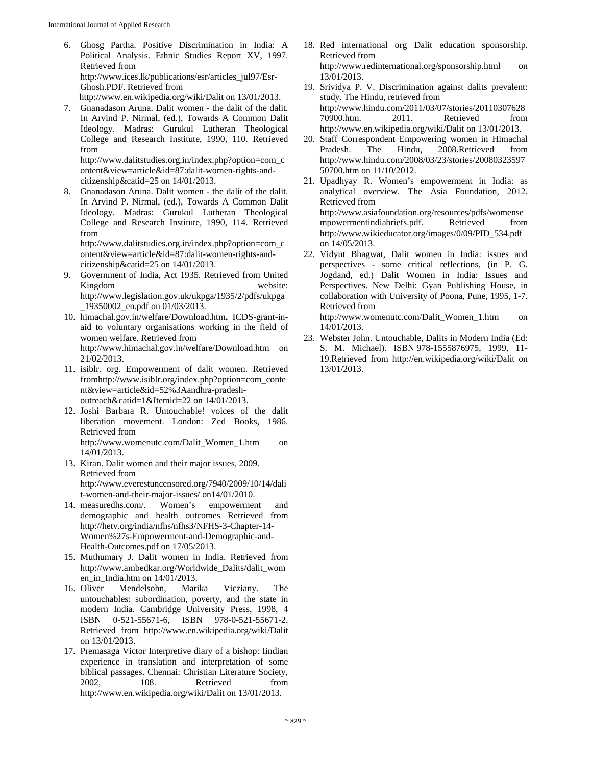6. Ghosg Partha. Positive Discrimination in India: A Political Analysis. Ethnic Studies Report XV, 1997. Retrieved from http://www.ices.lk/publications/esr/articles_jul97/Esr-Ghosh.PDF. Retrieved from http://www.en.wikipedia.org/wiki/Dalit on 13/01/2013.
7. Gnanadason Aruna. Dalit women - the dalit of the dalit. In Arvind P. Nirmal, (ed.), Towards A Common Dalit Ideology. Madras: Gurukul Lutheran Theological College and Research Institute, 1990, 110. Retrieved from http://www.dalitstudies.org.in/index.php?option=com_content&view=article&id=87:dalit-women-rights-and-citizenship&catid=25 on 14/01/2013.
8. Gnanadason Aruna. Dalit women - the dalit of the dalit. In Arvind P. Nirmal, (ed.), Towards A Common Dalit Ideology. Madras: Gurukul Lutheran Theological College and Research Institute, 1990, 114. Retrieved from http://www.dalitstudies.org.in/index.php?option=com_content&view=article&id=87:dalit-women-rights-and-citizenship&catid=25 on 14/01/2013.
9. Government of India, Act 1935. Retrieved from United Kingdom website: http://www.legislation.gov.uk/ukpga/1935/2/pdfs/ukpga_19350002_en.pdf on 01/03/2013.
10. himachal.gov.in/welfare/Download.htm**.** ICDS-grant-in-aid to voluntary organisations working in the field of women welfare. Retrieved from http://www.himachal.gov.in/welfare/Download.htm on 21/02/2013.
11. isiblr. org. Empowerment of dalit women. Retrieved fromhttp://www.isiblr.org/index.php?option=com_content&view=article&id=52%3Aandhra-pradesh-outreach&catid=1&Itemid=22 on 14/01/2013.
12. Joshi Barbara R. Untouchable! voices of the dalit liberation movement. London: Zed Books, 1986. Retrieved from http://www.womenutc.com/Dalit_Women_1.htm on 14/01/2013.
13. Kiran. Dalit women and their major issues, 2009. Retrieved from http://www.everestuncensored.org/7940/2009/10/14/dalit-women-and-their-major-issues/ on14/01/2010.
14. measuredhs.com/. Women's empowerment and demographic and health outcomes Retrieved from http://hetv.org/india/nfhs/nfhs3/NFHS-3-Chapter-14-Women%27s-Empowerment-and-Demographic-and-Health-Outcomes.pdf on 17/05/2013.
15. Muthumary J. Dalit women in India. Retrieved from http://www.ambedkar.org/Worldwide_Dalits/dalit_women_in_India.htm on 14/01/2013.
16. Oliver Mendelsohn, Marika Vicziany. The untouchables: subordination, poverty, and the state in modern India. Cambridge University Press, 1998, 4 ISBN 0-521-55671-6, ISBN 978-0-521-55671-2. Retrieved from http://www.en.wikipedia.org/wiki/Dalit on 13/01/2013.
17. Premasaga Victor Interpretive diary of a bishop: Iindian experience in translation and interpretation of some biblical passages. Chennai: Christian Literature Society, 2002, 108. Retrieved from http://www.en.wikipedia.org/wiki/Dalit on 13/01/2013.
18. Red international org Dalit education sponsorship. Retrieved from http://www.redinternational.org/sponsorship.html on 13/01/2013.
19. Srividya P. V. Discrimination against dalits prevalent: study. The Hindu, retrieved from http://www.hindu.com/2011/03/07/stories/2011030762870900.htm. 2011. Retrieved from http://www.en.wikipedia.org/wiki/Dalit on 13/01/2013.
20. Staff Correspondent Empowering women in Himachal Pradesh. The Hindu, 2008.Retrieved from http://www.hindu.com/2008/03/23/stories/2008032359750700.htm on 11/10/2012.
21. Upadhyay R. Women's empowerment in India: as analytical overview. The Asia Foundation, 2012. Retrieved from http://www.asiafoundation.org/resources/pdfs/womensempowermentindiabriefs.pdf. Retrieved from http://www.wikieducator.org/images/0/09/PID_534.pdf on 14/05/2013.
22. Vidyut Bhagwat, Dalit women in India: issues and perspectives - some critical reflections, (in P. G. Jogdand, ed.) Dalit Women in India: Issues and Perspectives. New Delhi: Gyan Publishing House, in collaboration with University of Poona, Pune, 1995, 1-7. Retrieved from http://www.womenutc.com/Dalit_Women_1.htm on 14/01/2013.
23. Webster John. Untouchable, Dalits in Modern India (Ed: S. M. Michael). ISBN 978-1555876975, 1999, 11-19.Retrieved from http://en.wikipedia.org/wiki/Dalit on 13/01/2013.